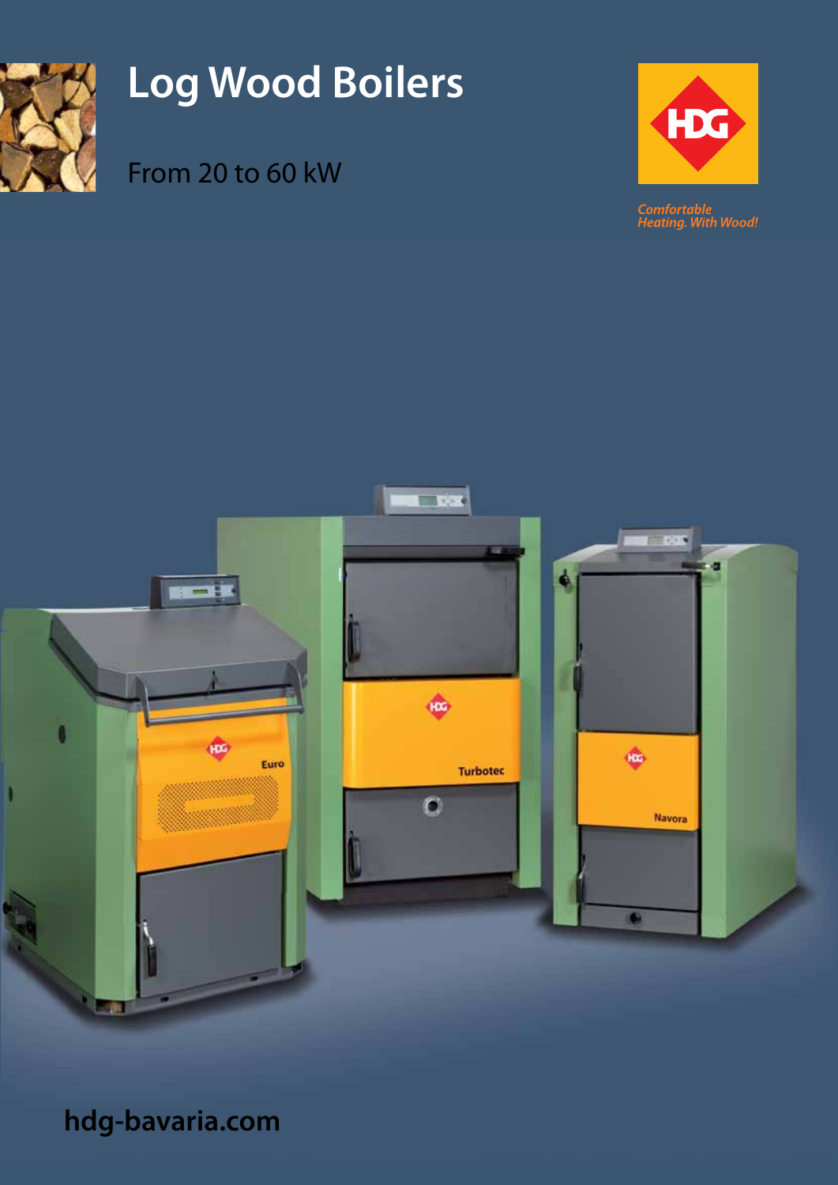# Log Wood Boilers

From 20 to 60 kW

HDG

*Comfortable Heating. With Wood!*

Euro

Turbotec

Navora

**hdg-bavaria.com**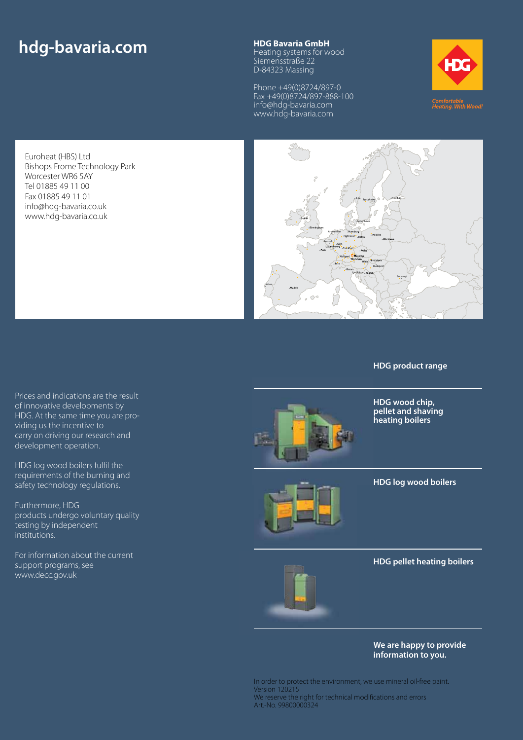# hdg-bavaria.com

**HDG Bavaria GmbH**
Heating systems for wood
Siemensstraße 22
D-84323 Massing

Phone +49(0)8724/897-0
Fax +49(0)8724/897-888-100
info@hdg-bavaria.com
www.hdg-bavaria.com

*Comfortable Heating. With Wood!*

Euroheat (HBS) Ltd
Bishops Frome Technology Park
Worcester WR6 5AY
Tel 01885 49 11 00
Fax 01885 49 11 01
info@hdg-bavaria.co.uk
www.hdg-bavaria.co.uk

Prices and indications are the result of innovative developments by HDG. At the same time you are providing us the incentive to carry on driving our research and development operation.

HDG log wood boilers fulfil the requirements of the burning and safety technology regulations.

Furthermore, HDG products undergo voluntary quality testing by independent institutions.

For information about the current support programs, see www.decc.gov.uk

**HDG product range**

**HDG wood chip, pellet and shaving heating boilers**

**HDG log wood boilers**

**HDG pellet heating boilers**

**We are happy to provide information to you.**

In order to protect the environment, we use mineral oil-free paint.
Version 120215
We reserve the right for technical modifications and errors
Art.-No. 99800000324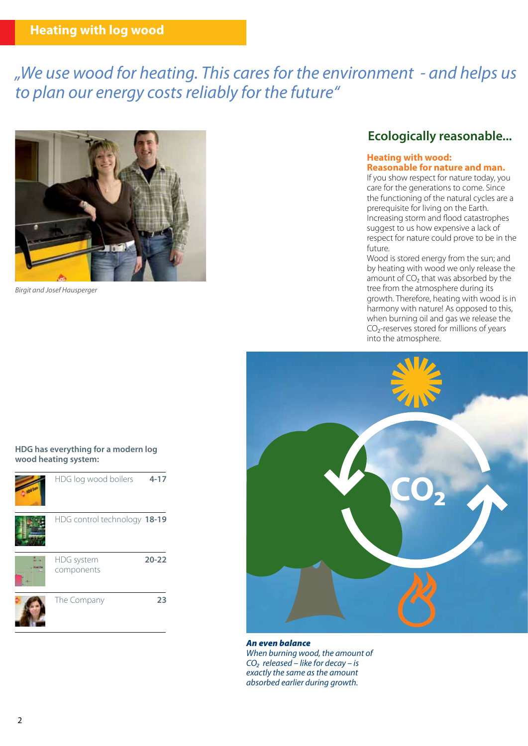# Heating with log wood

*„We use wood for heating. This cares for the environment - and helps us to plan our energy costs reliably for the future"*

*Birgit and Josef Hausperger*

## Ecologically reasonable...

### Heating with wood: Reasonable for nature and man.

If you show respect for nature today, you care for the generations to come. Since the functioning of the natural cycles are a prerequisite for living on the Earth. Increasing storm and flood catastrophes suggest to us how expensive a lack of respect for nature could prove to be in the future.

Wood is stored energy from the sun; and by heating with wood we only release the amount of $CO_2$ that was absorbed by the tree from the atmosphere during its growth. Therefore, heating with wood is in harmony with nature! As opposed to this, when burning oil and gas we release the $CO_2$-reserves stored for millions of years into the atmosphere.

***An even balance***
*When burning wood, the amount of $CO_2$ released – like for decay – is exactly the same as the amount absorbed earlier during growth.*

**HDG has everything for a modern log wood heating system:**

| | |
|---|---|
| HDG log wood boilers | **4-17** |
| HDG control technology | **18-19** |
| HDG system components | **20-22** |
| The Company | **23** |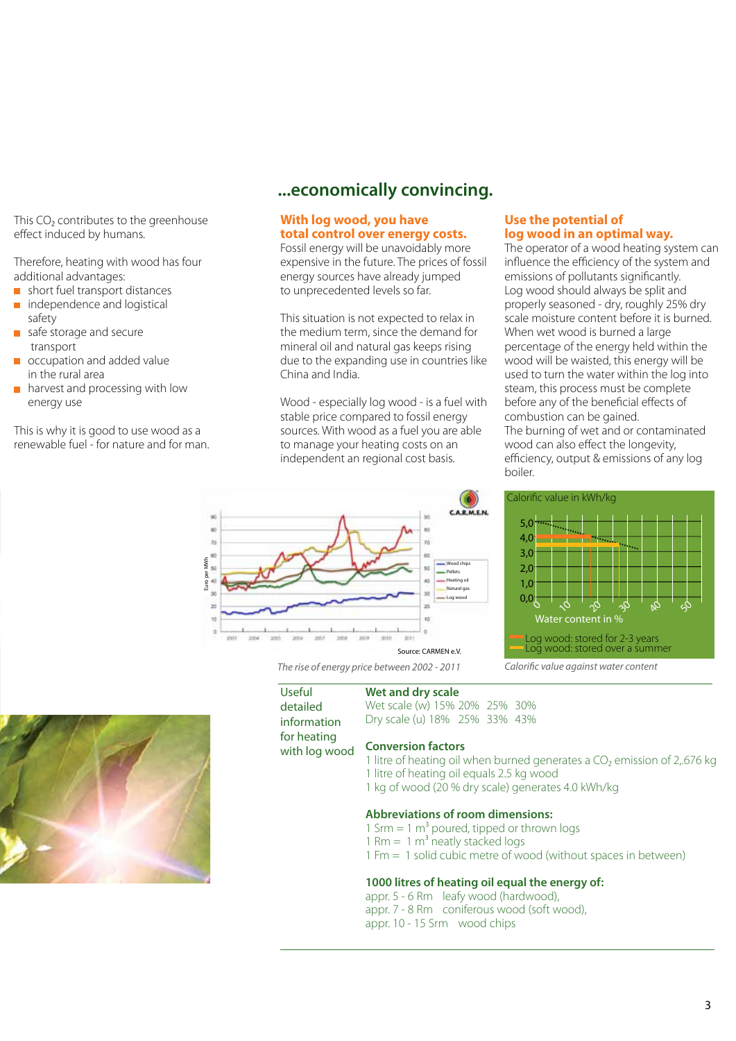This $CO_2$ contributes to the greenhouse effect induced by humans.

Therefore, heating with wood has four additional advantages:

- short fuel transport distances
- independence and logistical safety
- safe storage and secure transport
- occupation and added value in the rural area
- harvest and processing with low energy use

This is why it is good to use wood as a renewable fuel - for nature and for man.

## ...economically convincing.

### With log wood, you have total control over energy costs.

Fossil energy will be unavoidably more expensive in the future. The prices of fossil energy sources have already jumped to unprecedented levels so far.

This situation is not expected to relax in the medium term, since the demand for mineral oil and natural gas keeps rising due to the expanding use in countries like China and India.

Wood - especially log wood - is a fuel with stable price compared to fossil energy sources. With wood as a fuel you are able to manage your heating costs on an independent an regional cost basis.

### Use the potential of log wood in an optimal way.

The operator of a wood heating system can influence the efficiency of the system and emissions of pollutants significantly. Log wood should always be split and properly seasoned - dry, roughly 25% dry scale moisture content before it is burned. When wet wood is burned a large percentage of the energy held within the wood will be waisted, this energy will be used to turn the water within the log into steam, this process must be complete before any of the beneficial effects of combustion can be gained. The burning of wet and or contaminated wood can also effect the longevity, efficiency, output & emissions of any log boiler.

Source: CARMEN e.V.

*The rise of energy price between 2002 - 2011*

Calorific value in kWh/kg

Water content in %

Log wood: stored for 2-3 years
Log wood: stored over a summer

*Calorific value against water content*

### Useful detailed information for heating with log wood

**Wet and dry scale**

| | | | | |
|---|---|---|---|---|
| Wet scale (w) | 15% | 20% | 25% | 30% |
| Dry scale (u) | 18% | 25% | 33% | 43% |

**Conversion factors**

1 litre of heating oil when burned generates a $CO_2$ emission of 2,.676 kg
1 litre of heating oil equals 2.5 kg wood
1 kg of wood (20 % dry scale) generates 4.0 kWh/kg

**Abbreviations of room dimensions:**

1 Srm = 1 $m^3$ poured, tipped or thrown logs
1 Rm = 1 $m^3$ neatly stacked logs
1 Fm = 1 solid cubic metre of wood (without spaces in between)

**1000 litres of heating oil equal the energy of:**

appr. 5 - 6 Rm leafy wood (hardwood),
appr. 7 - 8 Rm coniferous wood (soft wood),
appr. 10 - 15 Srm wood chips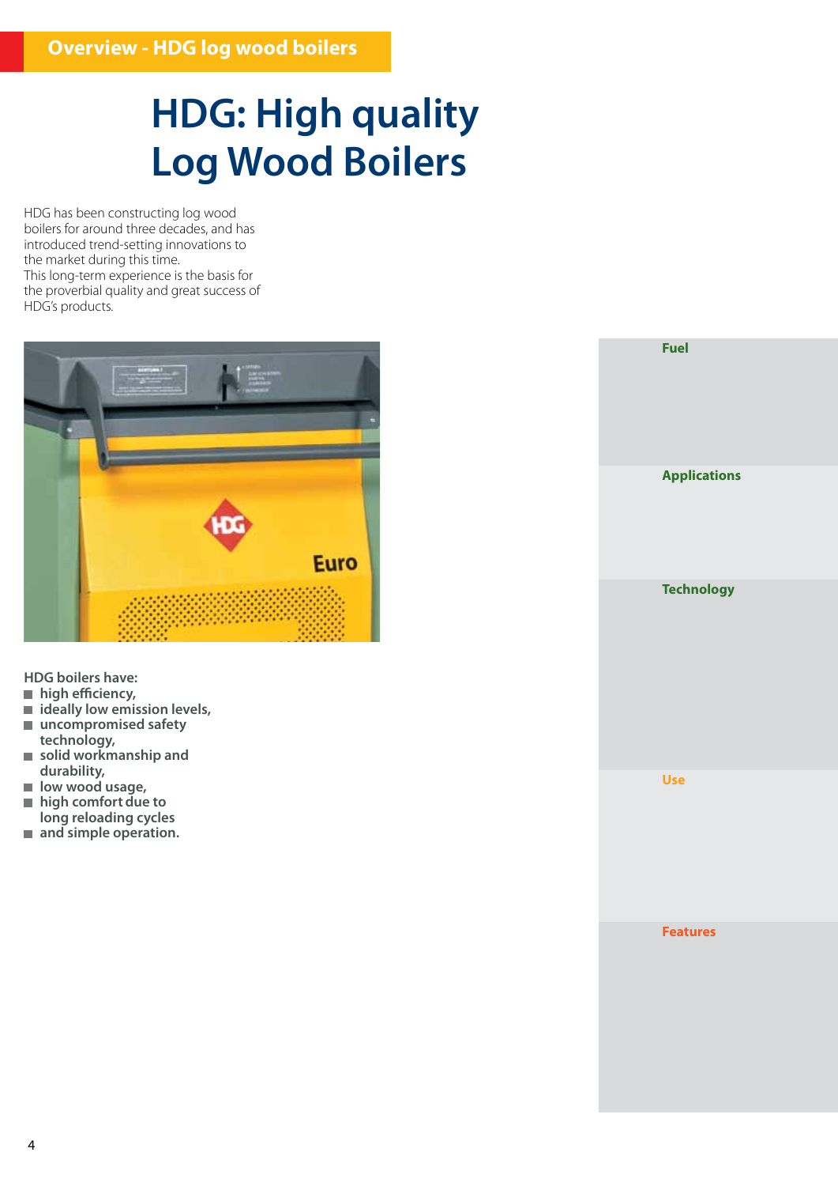Overview - HDG log wood boilers

# HDG: High quality Log Wood Boilers

HDG has been constructing log wood boilers for around three decades, and has introduced trend-setting innovations to the market during this time.
This long-term experience is the basis for the proverbial quality and great success of HDG's products.

**HDG boilers have:**

- **high efficiency,**
- **ideally low emission levels,**
- **uncompromised safety technology,**
- **solid workmanship and durability,**
- **low wood usage,**
- **high comfort due to long reloading cycles**
- **and simple operation.**

**Fuel**

**Applications**

**Technology**

**Use**

**Features**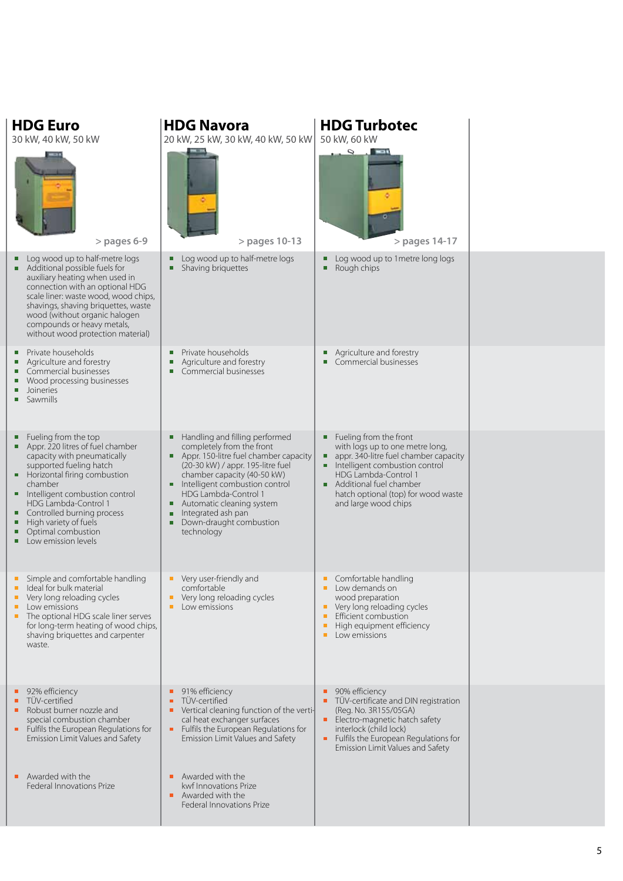| HDG Euro | HDG Navora | HDG Turbotec |
|---|---|---|
| 30 kW, 40 kW, 50 kW | 20 kW, 25 kW, 30 kW, 40 kW, 50 kW | 50 kW, 60 kW |
| > pages 6-9 | > pages 10-13 | > pages 14-17 |
| ■ Log wood up to half-metre logs<br>■ Additional possible fuels for auxiliary heating when used in connection with an optional HDG scale liner: waste wood, wood chips, shavings, shaving briquettes, waste wood (without organic halogen compounds or heavy metals, without wood protection material) | ■ Log wood up to half-metre logs<br>■ Shaving briquettes | ■ Log wood up to 1metre long logs<br>■ Rough chips |
| ■ Private households<br>■ Agriculture and forestry<br>■ Commercial businesses<br>■ Wood processing businesses<br>■ Joineries<br>■ Sawmills | ■ Private households<br>■ Agriculture and forestry<br>■ Commercial businesses | ■ Agriculture and forestry<br>■ Commercial businesses |
| ■ Fueling from the top<br>■ Appr. 220 litres of fuel chamber capacity with pneumatically supported fueling hatch<br>■ Horizontal firing combustion chamber<br>■ Intelligent combustion control HDG Lambda-Control 1<br>■ Controlled burning process<br>■ High variety of fuels<br>■ Optimal combustion<br>■ Low emission levels | ■ Handling and filling performed completely from the front<br>■ Appr. 150-litre fuel chamber capacity (20-30 kW) / appr. 195-litre fuel chamber capacity (40-50 kW)<br>■ Intelligent combustion control HDG Lambda-Control 1<br>■ Automatic cleaning system<br>■ Integrated ash pan<br>■ Down-draught combustion technology | ■ Fueling from the front with logs up to one metre long,<br>■ appr. 340-litre fuel chamber capacity<br>■ Intelligent combustion control HDG Lambda-Control 1<br>■ Additional fuel chamber hatch optional (top) for wood waste and large wood chips |
| ■ Simple and comfortable handling<br>■ Ideal for bulk material<br>■ Very long reloading cycles<br>■ Low emissions<br>■ The optional HDG scale liner serves for long-term heating of wood chips, shaving briquettes and carpenter waste. | ■ Very user-friendly and comfortable<br>■ Very long reloading cycles<br>■ Low emissions | ■ Comfortable handling<br>■ Low demands on wood preparation<br>■ Very long reloading cycles<br>■ Efficient combustion<br>■ High equipment efficiency<br>■ Low emissions |
| ■ 92% efficiency<br>■ TÜV-certified<br>■ Robust burner nozzle and special combustion chamber<br>■ Fulfils the European Regulations for Emission Limit Values and Safety | ■ 91% efficiency<br>■ TÜV-certified<br>■ Vertical cleaning function of the vertical heat exchanger surfaces<br>■ Fulfils the European Regulations for Emission Limit Values and Safety | ■ 90% efficiency<br>■ TÜV-certificate and DIN registration (Reg. No. 3R155/05GA)<br>■ Electro-magnetic hatch safety interlock (child lock)<br>■ Fulfils the European Regulations for Emission Limit Values and Safety |
| ■ Awarded with the Federal Innovations Prize | ■ Awarded with the kwf Innovations Prize<br>■ Awarded with the Federal Innovations Prize | |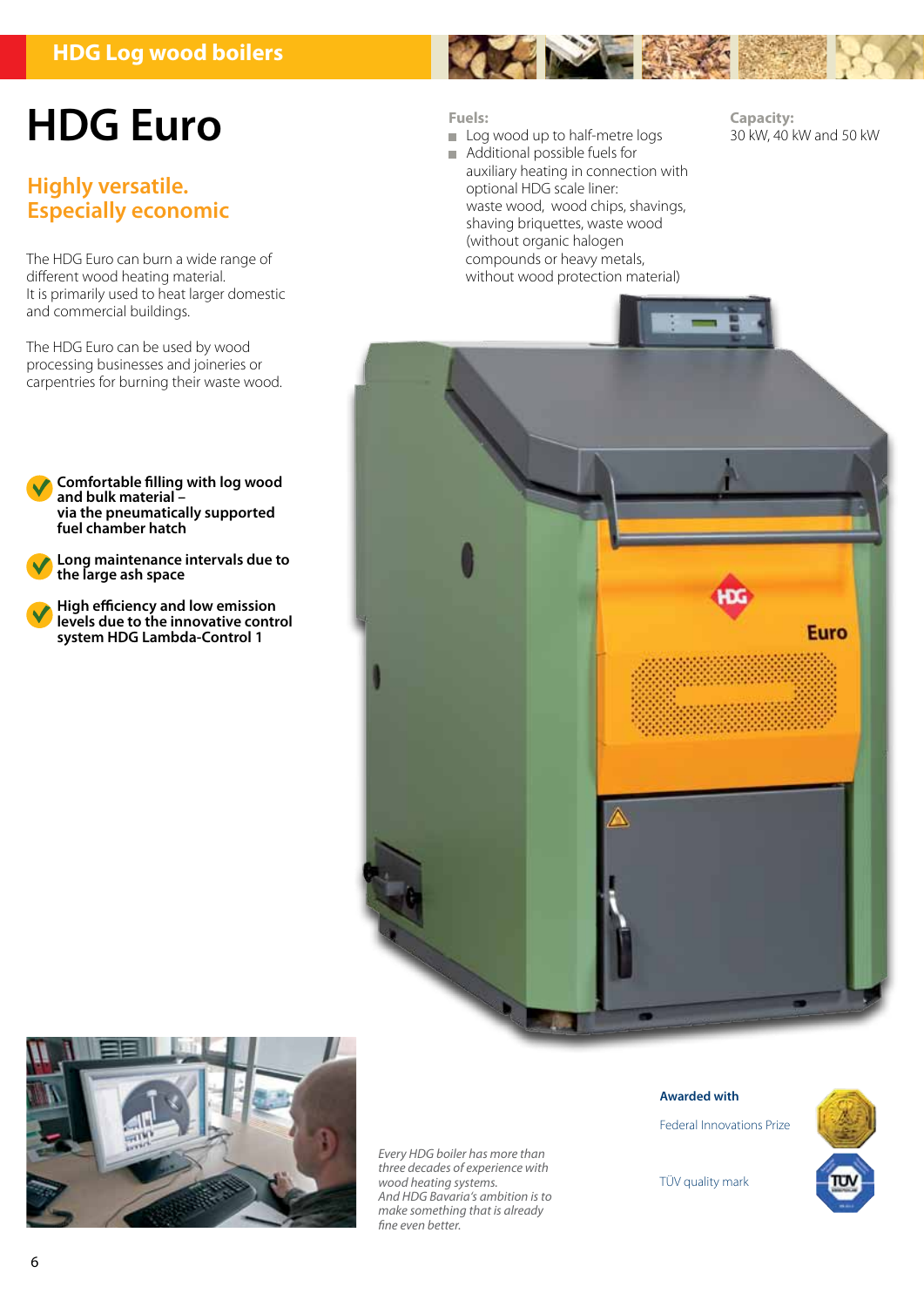HDG Log wood boilers

# HDG Euro

## Highly versatile. Especially economic

The HDG Euro can burn a wide range of different wood heating material.
It is primarily used to heat larger domestic and commercial buildings.

The HDG Euro can be used by wood processing businesses and joineries or carpentries for burning their waste wood.

**Fuels:**

- Log wood up to half-metre logs
- Additional possible fuels for auxiliary heating in connection with optional HDG scale liner: waste wood, wood chips, shavings, shaving briquettes, waste wood (without organic halogen compounds or heavy metals, without wood protection material)

**Capacity:**
30 kW, 40 kW and 50 kW

- **Comfortable filling with log wood and bulk material – via the pneumatically supported fuel chamber hatch**
- **Long maintenance intervals due to the large ash space**
- **High efficiency and low emission levels due to the innovative control system HDG Lambda-Control 1**

*Every HDG boiler has more than three decades of experience with wood heating systems. And HDG Bavaria's ambition is to make something that is already fine even better.*

**Awarded with**

Federal Innovations Prize

TÜV quality mark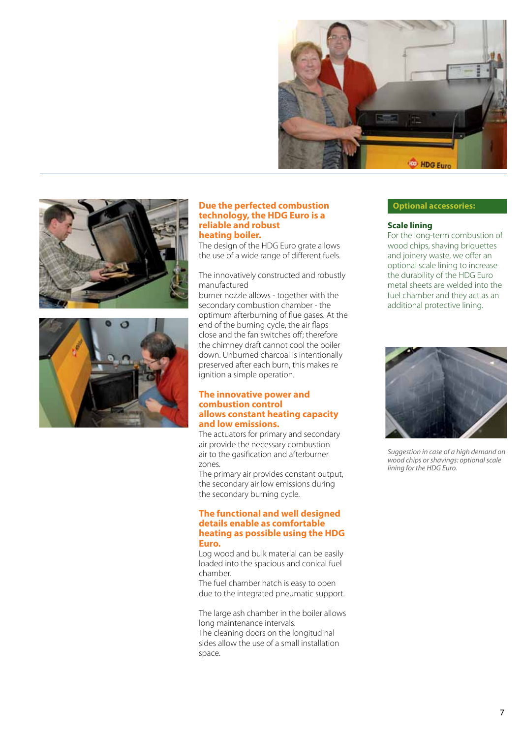## Due the perfected combustion technology, the HDG Euro is a reliable and robust heating boiler.

The design of the HDG Euro grate allows the use of a wide range of different fuels.

The innovatively constructed and robustly manufactured burner nozzle allows - together with the secondary combustion chamber - the optimum afterburning of flue gases. At the end of the burning cycle, the air flaps close and the fan switches off; therefore the chimney draft cannot cool the boiler down. Unburned charcoal is intentionally preserved after each burn, this makes re ignition a simple operation.

## The innovative power and combustion control allows constant heating capacity and low emissions.

The actuators for primary and secondary air provide the necessary combustion air to the gasification and afterburner zones.
The primary air provides constant output, the secondary air low emissions during the secondary burning cycle.

## The functional and well designed details enable as comfortable heating as possible using the HDG Euro.

Log wood and bulk material can be easily loaded into the spacious and conical fuel chamber.
The fuel chamber hatch is easy to open due to the integrated pneumatic support.

The large ash chamber in the boiler allows long maintenance intervals.
The cleaning doors on the longitudinal sides allow the use of a small installation space.

## Optional accessories:

### Scale lining

For the long-term combustion of wood chips, shaving briquettes and joinery waste, we offer an optional scale lining to increase the durability of the HDG Euro metal sheets are welded into the fuel chamber and they act as an additional protective lining.

*Suggestion in case of a high demand on wood chips or shavings: optional scale lining for the HDG Euro.*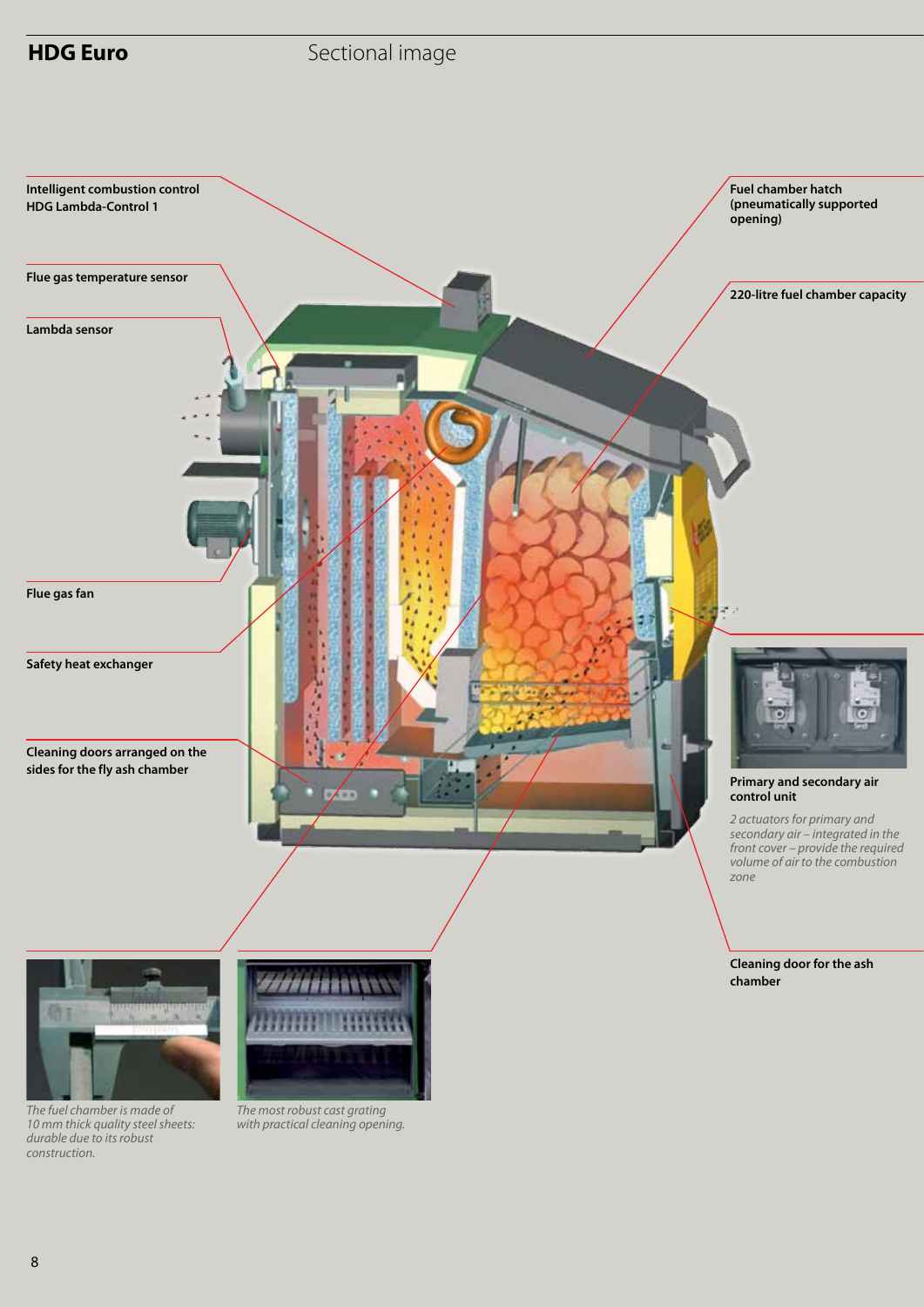## HDG Euro

Sectional image

**Intelligent combustion control HDG Lambda-Control 1**

**Flue gas temperature sensor**

**Lambda sensor**

**Flue gas fan**

**Safety heat exchanger**

**Cleaning doors arranged on the sides for the fly ash chamber**

**Fuel chamber hatch (pneumatically supported opening)**

**220-litre fuel chamber capacity**

**Primary and secondary air control unit**

*2 actuators for primary and secondary air – integrated in the front cover – provide the required volume of air to the combustion zone*

**Cleaning door for the ash chamber**

*The fuel chamber is made of 10 mm thick quality steel sheets: durable due to its robust construction.*

*The most robust cast grating with practical cleaning opening.*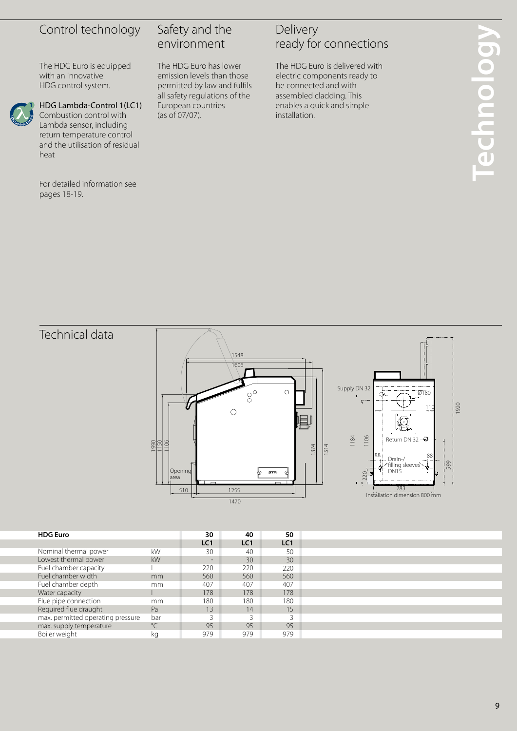## Control technology

The HDG Euro is equipped with an innovative HDG control system.

**HDG Lambda-Control 1(LC1)**
Combustion control with Lambda sensor, including return temperature control and the utilisation of residual heat

For detailed information see pages 18-19.

## Safety and the environment

The HDG Euro has lower emission levels than those permitted by law and fulfils all safety regulations of the European countries (as of 07/07).

## Delivery ready for connections

The HDG Euro is delivered with electric components ready to be connected and with assembled cladding. This enables a quick and simple installation.

## Technical data

| HDG Euro | | 30 LC1 | 40 LC1 | 50 LC1 |
|---|---|---|---|---|
| Nominal thermal power | kW | 30 | 40 | 50 |
| Lowest thermal power | kW | - | 30 | 30 |
| Fuel chamber capacity | l | 220 | 220 | 220 |
| Fuel chamber width | mm | 560 | 560 | 560 |
| Fuel chamber depth | mm | 407 | 407 | 407 |
| Water capacity | l | 178 | 178 | 178 |
| Flue pipe connection | mm | 180 | 180 | 180 |
| Required flue draught | Pa | 13 | 14 | 15 |
| max. permitted operating pressure | bar | 3 | 3 | 3 |
| max. supply temperature | °C | 95 | 95 | 95 |
| Boiler weight | kg | 979 | 979 | 979 |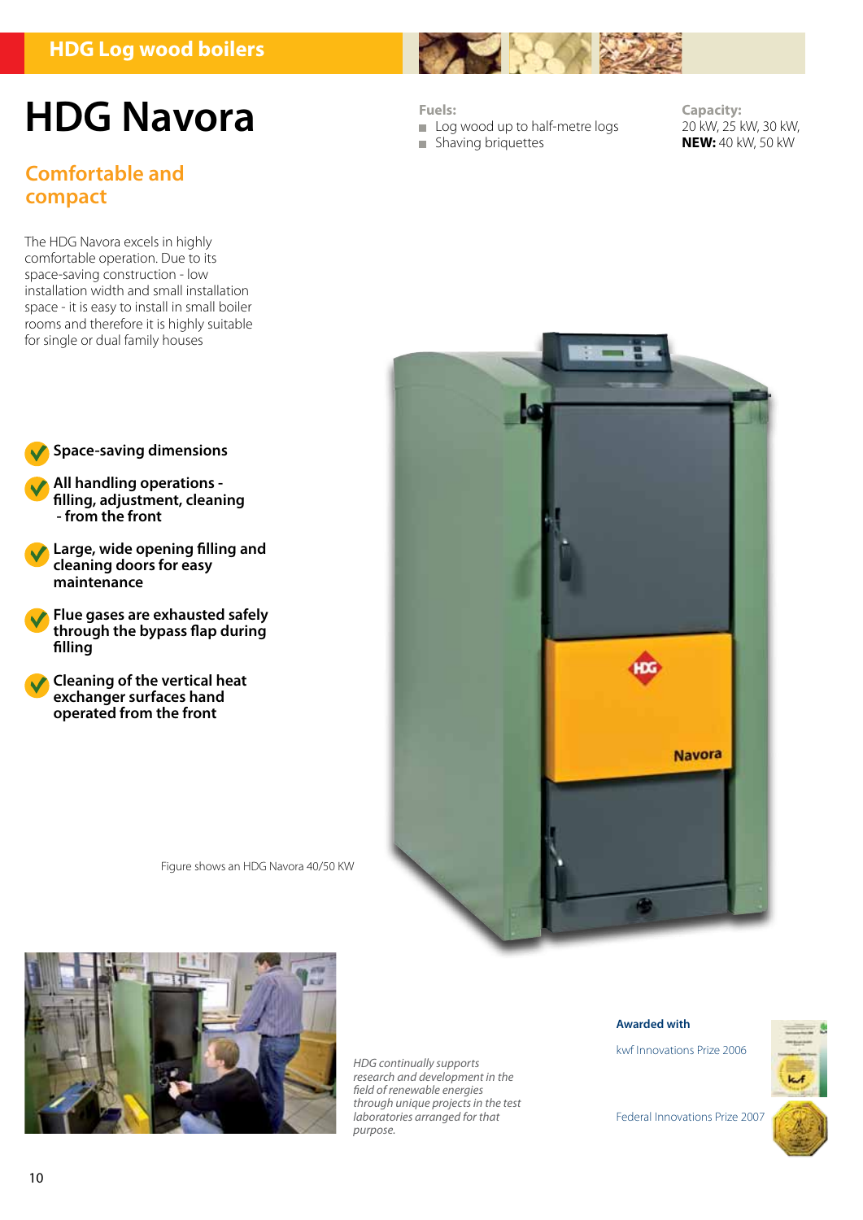HDG Log wood boilers

# HDG Navora

## Comfortable and compact

**Fuels:**

- Log wood up to half-metre logs
- Shaving briquettes

**Capacity:**
20 kW, 25 kW, 30 kW,
**NEW:** 40 kW, 50 kW

The HDG Navora excels in highly comfortable operation. Due to its space-saving construction - low installation width and small installation space - it is easy to install in small boiler rooms and therefore it is highly suitable for single or dual family houses

- **Space-saving dimensions**
- **All handling operations - filling, adjustment, cleaning - from the front**
- **Large, wide opening filling and cleaning doors for easy maintenance**
- **Flue gases are exhausted safely through the bypass flap during filling**
- **Cleaning of the vertical heat exchanger surfaces hand operated from the front**

Figure shows an HDG Navora 40/50 KW

*HDG continually supports research and development in the field of renewable energies through unique projects in the test laboratories arranged for that purpose.*

**Awarded with**

kwf Innovations Prize 2006

Federal Innovations Prize 2007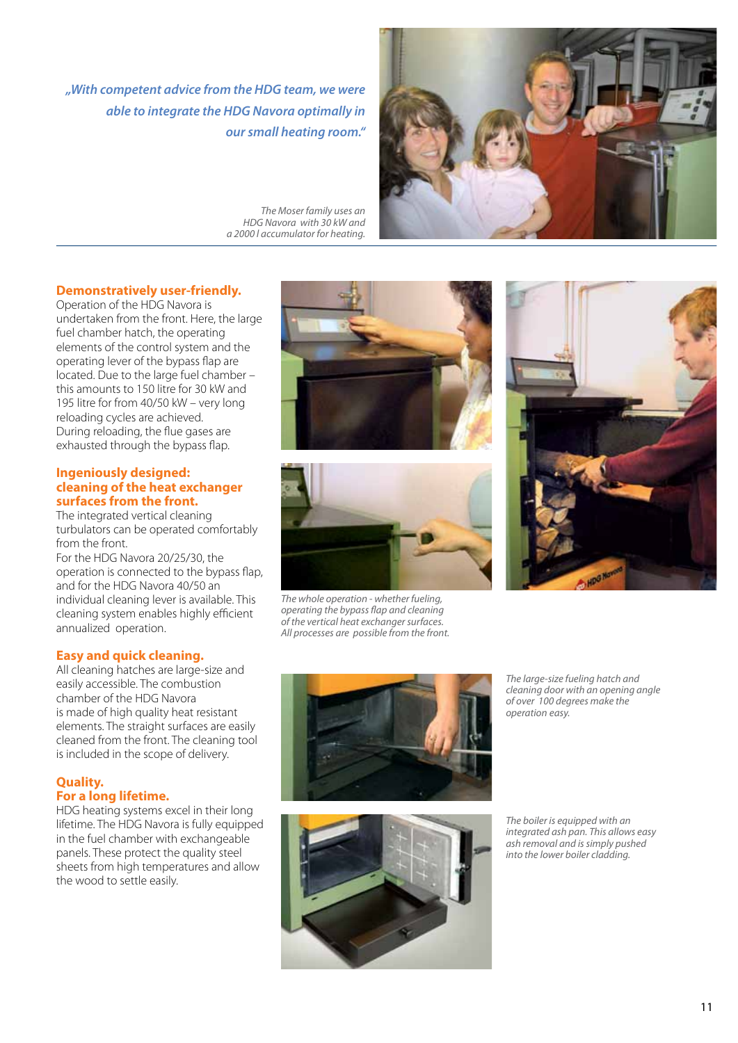*„With competent advice from the HDG team, we were able to integrate the HDG Navora optimally in our small heating room."*

*The Moser family uses an HDG Navora with 30 kW and a 2000 l accumulator for heating.*

## Demonstratively user-friendly.

Operation of the HDG Navora is undertaken from the front. Here, the large fuel chamber hatch, the operating elements of the control system and the operating lever of the bypass flap are located. Due to the large fuel chamber – this amounts to 150 litre for 30 kW and 195 litre for from 40/50 kW – very long reloading cycles are achieved.
During reloading, the flue gases are exhausted through the bypass flap.

## Ingeniously designed: cleaning of the heat exchanger surfaces from the front.

The integrated vertical cleaning turbulators can be operated comfortably from the front.
For the HDG Navora 20/25/30, the operation is connected to the bypass flap, and for the HDG Navora 40/50 an individual cleaning lever is available. This cleaning system enables highly efficient annualized operation.

## Easy and quick cleaning.

All cleaning hatches are large-size and easily accessible. The combustion chamber of the HDG Navora is made of high quality heat resistant elements. The straight surfaces are easily cleaned from the front. The cleaning tool is included in the scope of delivery.

## Quality. For a long lifetime.

HDG heating systems excel in their long lifetime. The HDG Navora is fully equipped in the fuel chamber with exchangeable panels. These protect the quality steel sheets from high temperatures and allow the wood to settle easily.

*The whole operation - whether fueling, operating the bypass flap and cleaning of the vertical heat exchanger surfaces. All processes are possible from the front.*

*The large-size fueling hatch and cleaning door with an opening angle of over 100 degrees make the operation easy.*

*The boiler is equipped with an integrated ash pan. This allows easy ash removal and is simply pushed into the lower boiler cladding.*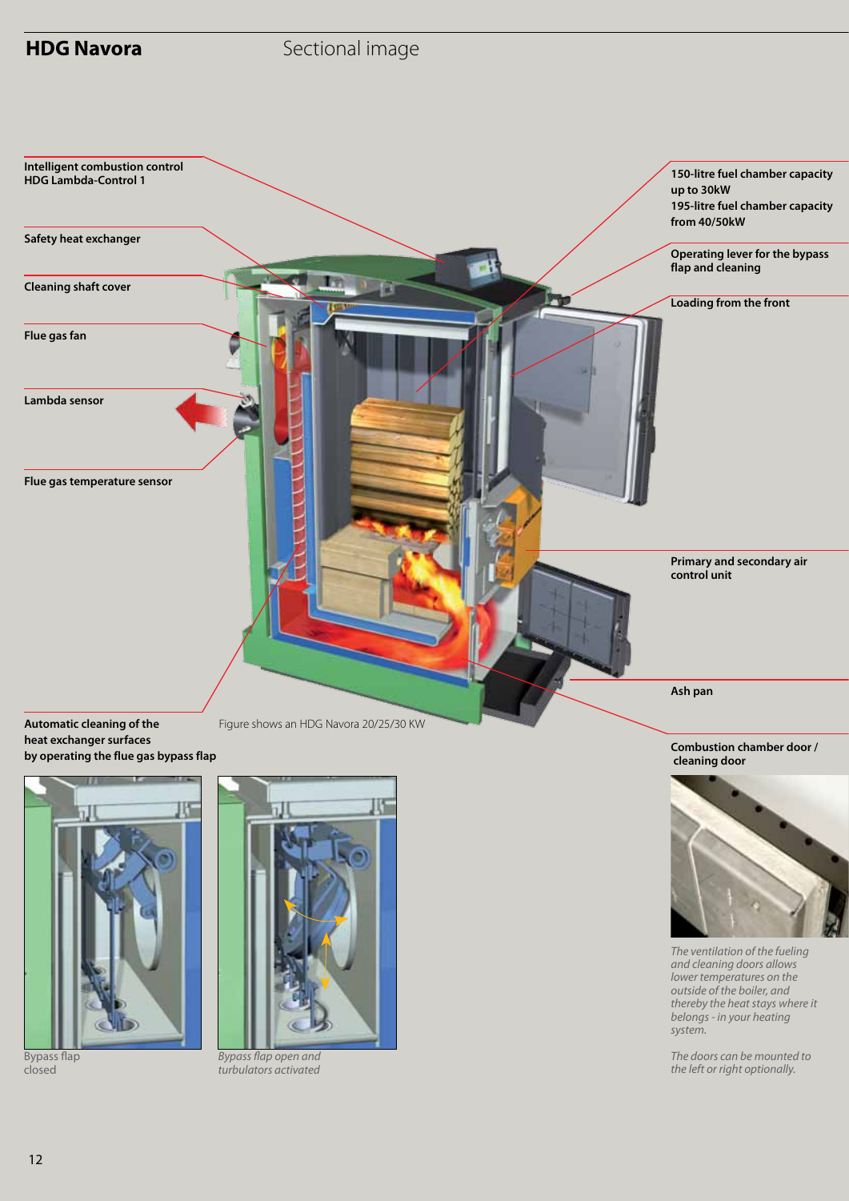# HDG Navora

## Sectional image

**Intelligent combustion control HDG Lambda-Control 1**

**Safety heat exchanger**

**Cleaning shaft cover**

**Flue gas fan**

**Lambda sensor**

**Flue gas temperature sensor**

**150-litre fuel chamber capacity up to 30kW**
**195-litre fuel chamber capacity from 40/50kW**

**Operating lever for the bypass flap and cleaning**

**Loading from the front**

**Primary and secondary air control unit**

**Ash pan**

**Automatic cleaning of the heat exchanger surfaces by operating the flue gas bypass flap**

Figure shows an HDG Navora 20/25/30 KW

**Combustion chamber door / cleaning door**

Bypass flap closed

*Bypass flap open and turbulators activated*

*The ventilation of the fueling and cleaning doors allows lower temperatures on the outside of the boiler, and thereby the heat stays where it belongs - in your heating system.*

*The doors can be mounted to the left or right optionally.*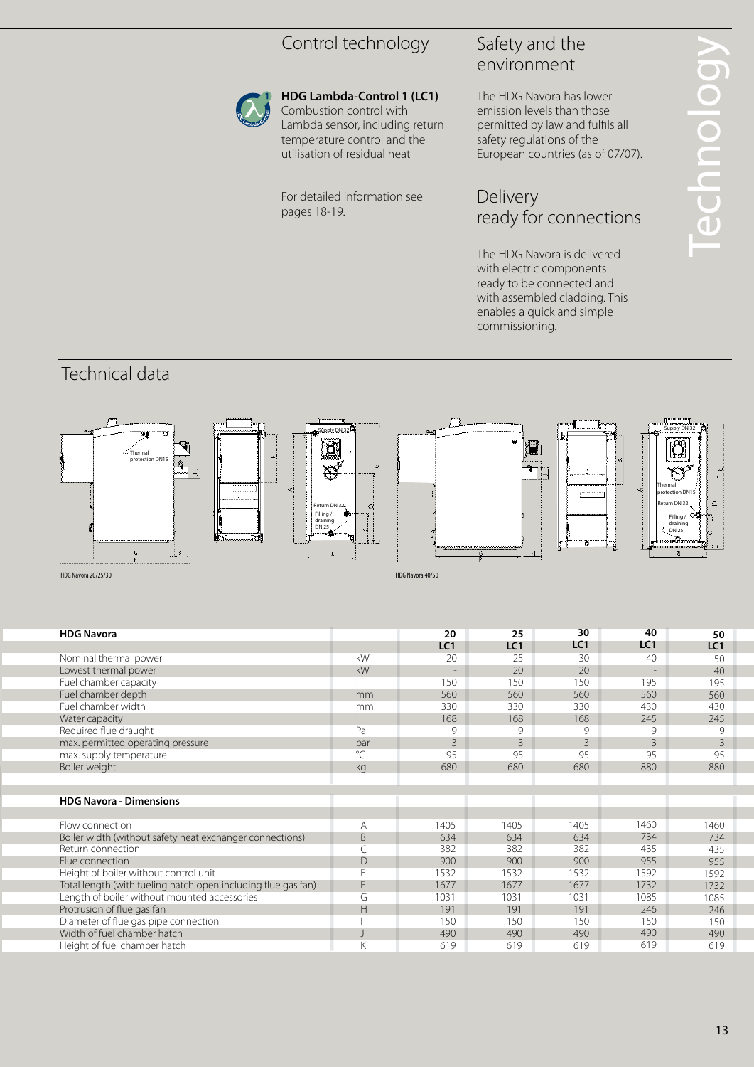## Control technology

**HDG Lambda-Control 1 (LC1)**
Combustion control with Lambda sensor, including return temperature control and the utilisation of residual heat

For detailed information see pages 18-19.

## Safety and the environment

The HDG Navora has lower emission levels than those permitted by law and fulfils all safety regulations of the European countries (as of 07/07).

## Delivery ready for connections

The HDG Navora is delivered with electric components ready to be connected and with assembled cladding. This enables a quick and simple commissioning.

# Technology

## Technical data

HDG Navora 20/25/30

HDG Navora 40/50

| HDG Navora | | 20 LC1 | 25 LC1 | 30 LC1 | 40 LC1 | 50 LC1 |
|---|---|---|---|---|---|---|
| Nominal thermal power | kW | 20 | 25 | 30 | 40 | 50 |
| Lowest thermal power | kW | - | 20 | 20 | - | 40 |
| Fuel chamber capacity | l | 150 | 150 | 150 | 195 | 195 |
| Fuel chamber depth | mm | 560 | 560 | 560 | 560 | 560 |
| Fuel chamber width | mm | 330 | 330 | 330 | 430 | 430 |
| Water capacity | l | 168 | 168 | 168 | 245 | 245 |
| Required flue draught | Pa | 9 | 9 | 9 | 9 | 9 |
| max. permitted operating pressure | bar | 3 | 3 | 3 | 3 | 3 |
| max. supply temperature | °C | 95 | 95 | 95 | 95 | 95 |
| Boiler weight | kg | 680 | 680 | 680 | 880 | 880 |

| HDG Navora - Dimensions | | | | | | |
|---|---|---|---|---|---|---|
| Flow connection | A | 1405 | 1405 | 1405 | 1460 | 1460 |
| Boiler width (without safety heat exchanger connections) | B | 634 | 634 | 634 | 734 | 734 |
| Return connection | C | 382 | 382 | 382 | 435 | 435 |
| Flue connection | D | 900 | 900 | 900 | 955 | 955 |
| Height of boiler without control unit | E | 1532 | 1532 | 1532 | 1592 | 1592 |
| Total length (with fueling hatch open including flue gas fan) | F | 1677 | 1677 | 1677 | 1732 | 1732 |
| Length of boiler without mounted accessories | G | 1031 | 1031 | 1031 | 1085 | 1085 |
| Protrusion of flue gas fan | H | 191 | 191 | 191 | 246 | 246 |
| Diameter of flue gas pipe connection | I | 150 | 150 | 150 | 150 | 150 |
| Width of fuel chamber hatch | J | 490 | 490 | 490 | 490 | 490 |
| Height of fuel chamber hatch | K | 619 | 619 | 619 | 619 | 619 |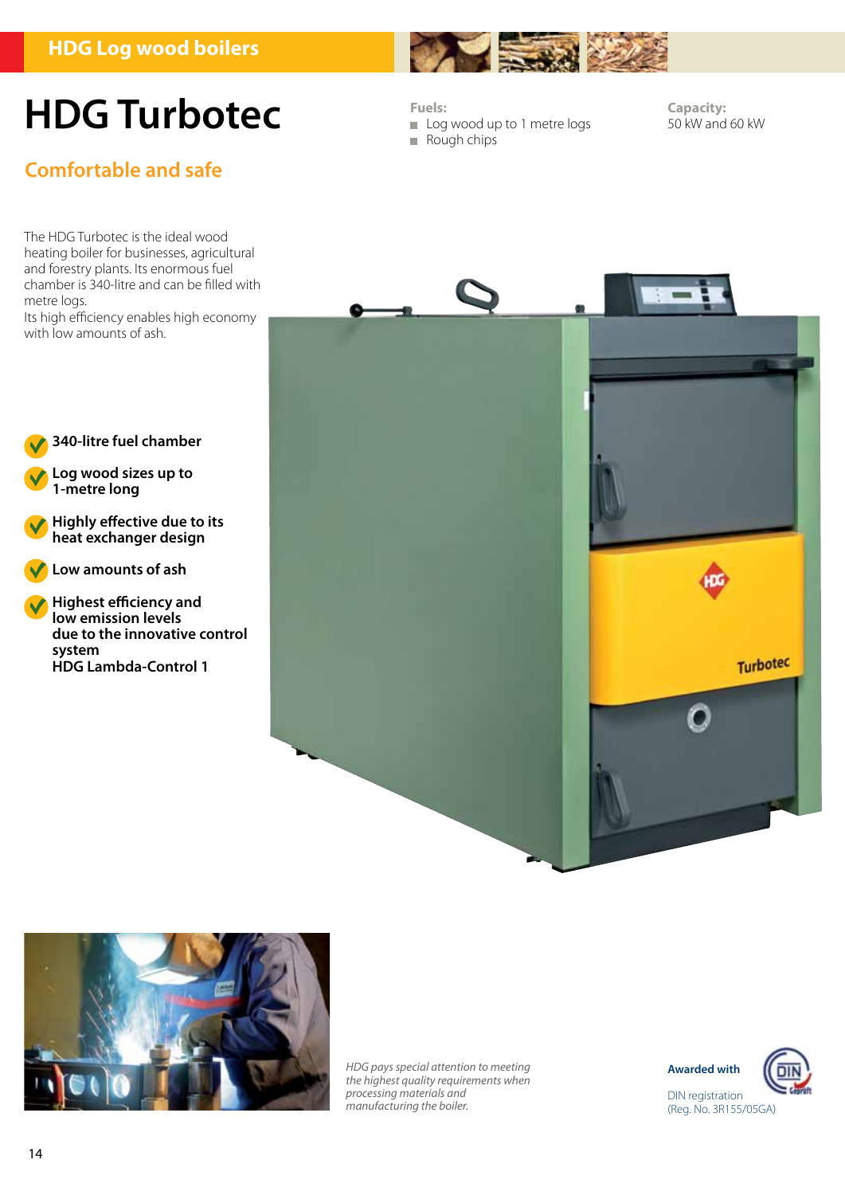HDG Log wood boilers

# HDG Turbotec

## Comfortable and safe

**Fuels:**

- Log wood up to 1 metre logs
- Rough chips

**Capacity:**
50 kW and 60 kW

The HDG Turbotec is the ideal wood heating boiler for businesses, agricultural and forestry plants. Its enormous fuel chamber is 340-litre and can be filled with metre logs.
Its high efficiency enables high economy with low amounts of ash.

- **340-litre fuel chamber**
- **Log wood sizes up to 1-metre long**
- **Highly effective due to its heat exchanger design**
- **Low amounts of ash**
- **Highest efficiency and low emission levels due to the innovative control system HDG Lambda-Control 1**

*HDG pays special attention to meeting the highest quality requirements when processing materials and manufacturing the boiler.*

**Awarded with**

DIN registration
(Reg. No. 3R155/05GA)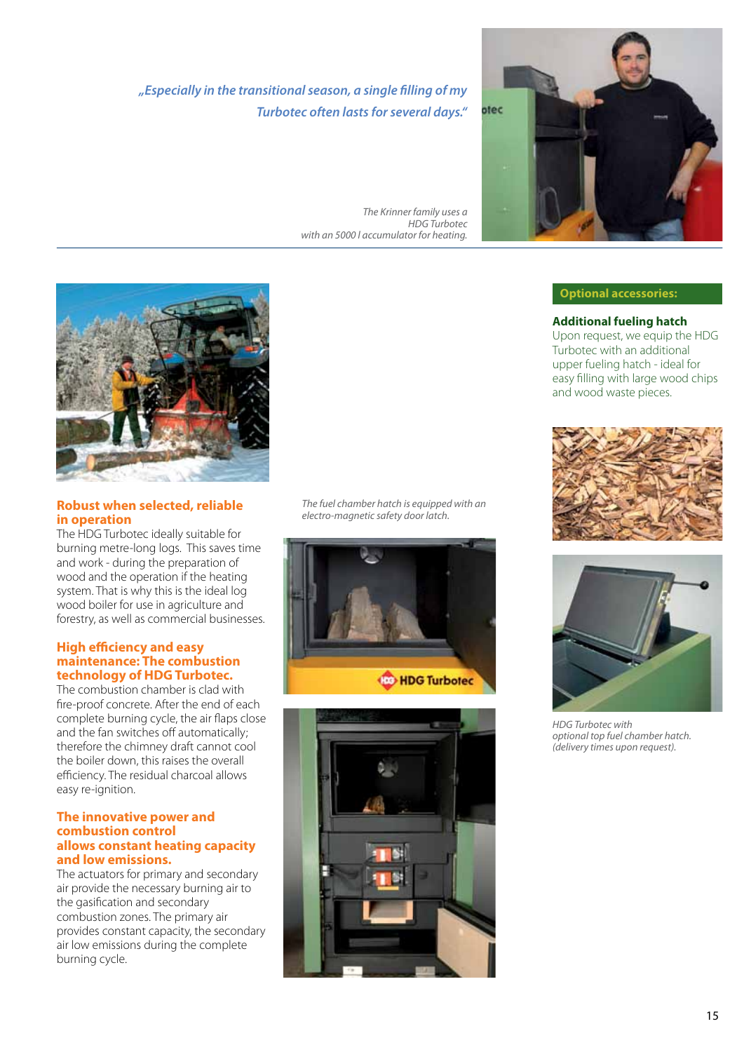*„Especially in the transitional season, a single filling of my Turbotec often lasts for several days."*

*The Krinner family uses a HDG Turbotec with an 5000 l accumulator for heating.*

## Robust when selected, reliable in operation

The HDG Turbotec ideally suitable for burning metre-long logs. This saves time and work - during the preparation of wood and the operation if the heating system. That is why this is the ideal log wood boiler for use in agriculture and forestry, as well as commercial businesses.

## High efficiency and easy maintenance: The combustion technology of HDG Turbotec.

The combustion chamber is clad with fire-proof concrete. After the end of each complete burning cycle, the air flaps close and the fan switches off automatically; therefore the chimney draft cannot cool the boiler down, this raises the overall efficiency. The residual charcoal allows easy re-ignition.

## The innovative power and combustion control allows constant heating capacity and low emissions.

The actuators for primary and secondary air provide the necessary burning air to the gasification and secondary combustion zones. The primary air provides constant capacity, the secondary air low emissions during the complete burning cycle.

*The fuel chamber hatch is equipped with an electro-magnetic safety door latch.*

## Optional accessories:

**Additional fueling hatch**

Upon request, we equip the HDG Turbotec with an additional upper fueling hatch - ideal for easy filling with large wood chips and wood waste pieces.

*HDG Turbotec with optional top fuel chamber hatch. (delivery times upon request).*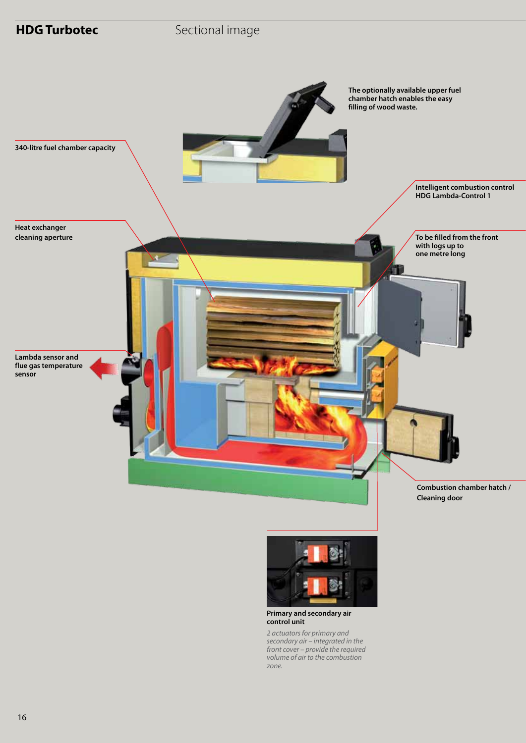# HDG Turbotec

## Sectional image

The optionally available upper fuel chamber hatch enables the easy filling of wood waste.

340-litre fuel chamber capacity

Intelligent combustion control HDG Lambda-Control 1

Heat exchanger cleaning aperture

To be filled from the front with logs up to one metre long

Lambda sensor and flue gas temperature sensor

Combustion chamber hatch / Cleaning door

**Primary and secondary air control unit**

*2 actuators for primary and secondary air – integrated in the front cover – provide the required volume of air to the combustion zone.*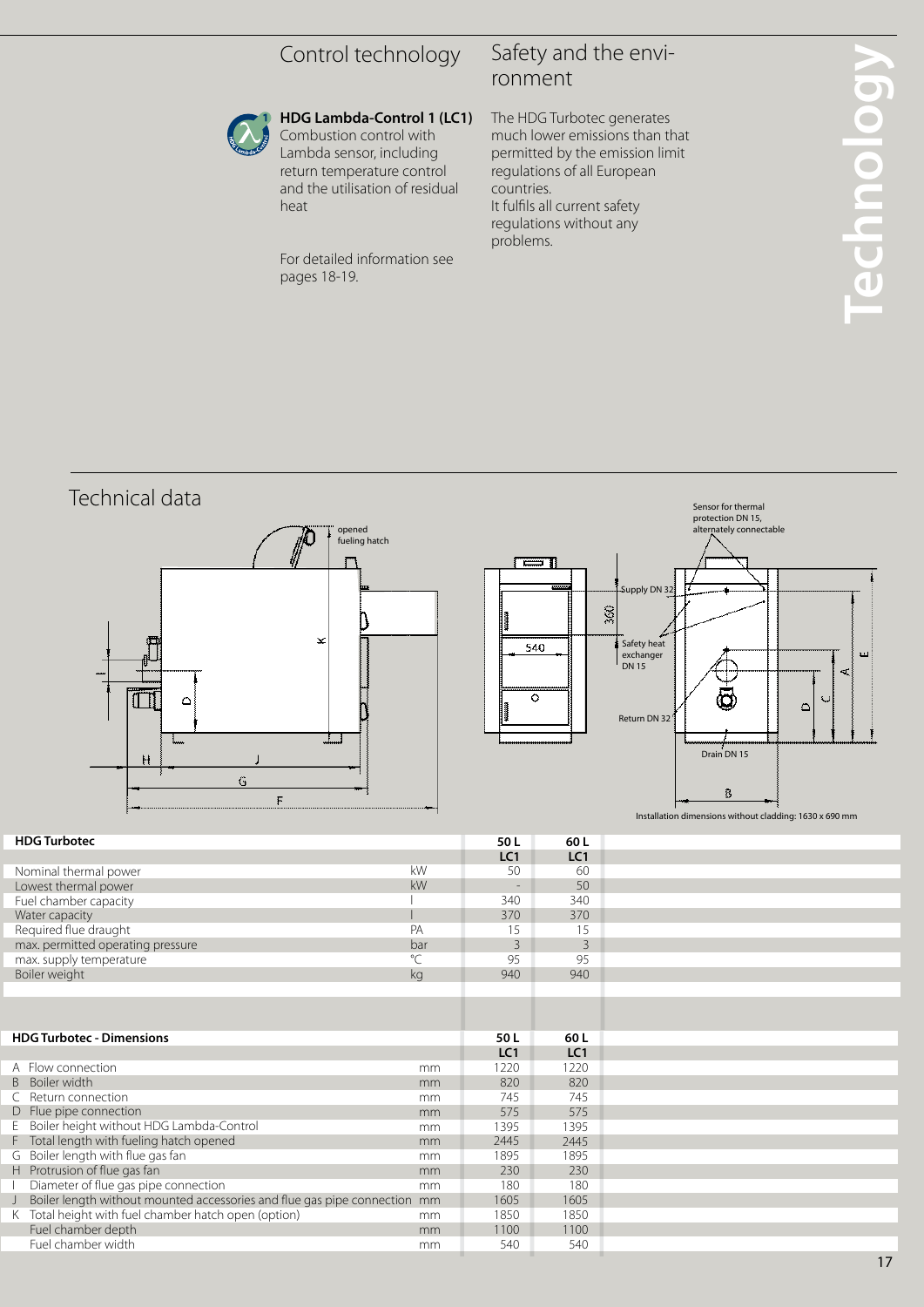## Control technology

**HDG Lambda-Control 1 (LC1)**
Combustion control with Lambda sensor, including return temperature control and the utilisation of residual heat

For detailed information see pages 18-19.

## Safety and the environment

The HDG Turbotec generates much lower emissions than that permitted by the emission limit regulations of all European countries.
It fulfils all current safety regulations without any problems.

# Technology

## Technical data

opened fueling hatch

Sensor for thermal protection DN 15, alternately connectable

Supply DN 32

Safety heat exchanger DN 15

Return DN 32

Drain DN 15

Installation dimensions without cladding: 1630 x 690 mm

| HDG Turbotec | | 50 L LC1 | 60 L LC1 |
|---|---|---|---|
| Nominal thermal power | kW | 50 | 60 |
| Lowest thermal power | kW | - | 50 |
| Fuel chamber capacity | l | 340 | 340 |
| Water capacity | l | 370 | 370 |
| Required flue draught | PA | 15 | 15 |
| max. permitted operating pressure | bar | 3 | 3 |
| max. supply temperature | °C | 95 | 95 |
| Boiler weight | kg | 940 | 940 |

| HDG Turbotec - Dimensions | | 50 L LC1 | 60 L LC1 |
|---|---|---|---|
| A Flow connection | mm | 1220 | 1220 |
| B Boiler width | mm | 820 | 820 |
| C Return connection | mm | 745 | 745 |
| D Flue pipe connection | mm | 575 | 575 |
| E Boiler height without HDG Lambda-Control | mm | 1395 | 1395 |
| F Total length with fueling hatch opened | mm | 2445 | 2445 |
| G Boiler length with flue gas fan | mm | 1895 | 1895 |
| H Protrusion of flue gas fan | mm | 230 | 230 |
| I Diameter of flue gas pipe connection | mm | 180 | 180 |
| J Boiler length without mounted accessories and flue gas pipe connection | mm | 1605 | 1605 |
| K Total height with fuel chamber hatch open (option) | mm | 1850 | 1850 |
| Fuel chamber depth | mm | 1100 | 1100 |
| Fuel chamber width | mm | 540 | 540 |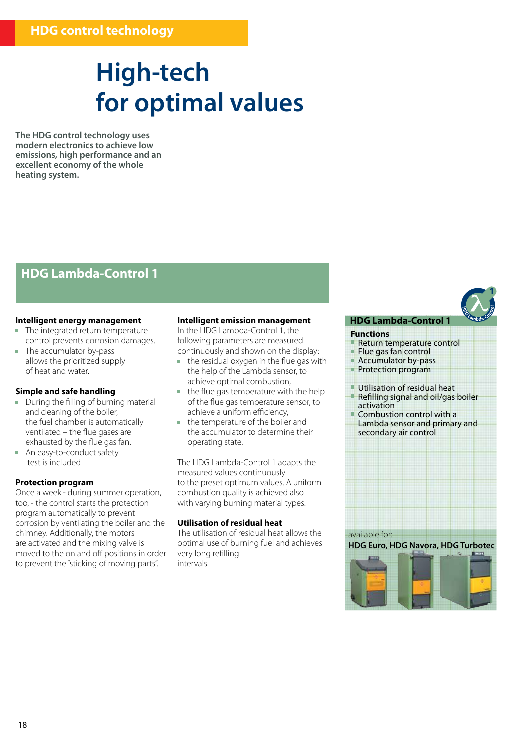## HDG control technology

# High-tech for optimal values

**The HDG control technology uses modern electronics to achieve low emissions, high performance and an excellent economy of the whole heating system.**

## HDG Lambda-Control 1

### Intelligent energy management

- The integrated return temperature control prevents corrosion damages.
- The accumulator by-pass allows the prioritized supply of heat and water.

### Simple and safe handling

- During the filling of burning material and cleaning of the boiler, the fuel chamber is automatically ventilated – the flue gases are exhausted by the flue gas fan.
- An easy-to-conduct safety test is included

### Protection program

Once a week - during summer operation, too, - the control starts the protection program automatically to prevent corrosion by ventilating the boiler and the chimney. Additionally, the motors are activated and the mixing valve is moved to the on and off positions in order to prevent the "sticking of moving parts".

### Intelligent emission management

In the HDG Lambda-Control 1, the following parameters are measured continuously and shown on the display:

- the residual oxygen in the flue gas with the help of the Lambda sensor, to achieve optimal combustion,
- the flue gas temperature with the help of the flue gas temperature sensor, to achieve a uniform efficiency,
- the temperature of the boiler and the accumulator to determine their operating state.

The HDG Lambda-Control 1 adapts the measured values continuously to the preset optimum values. A uniform combustion quality is achieved also with varying burning material types.

### Utilisation of residual heat

The utilisation of residual heat allows the optimal use of burning fuel and achieves very long refilling intervals.

### HDG Lambda-Control 1

**Functions**

- Return temperature control
- Flue gas fan control
- Accumulator by-pass
- Protection program
- Utilisation of residual heat
- Refilling signal and oil/gas boiler activation
- Combustion control with a Lambda sensor and primary and secondary air control

available for:

**HDG Euro, HDG Navora, HDG Turbotec**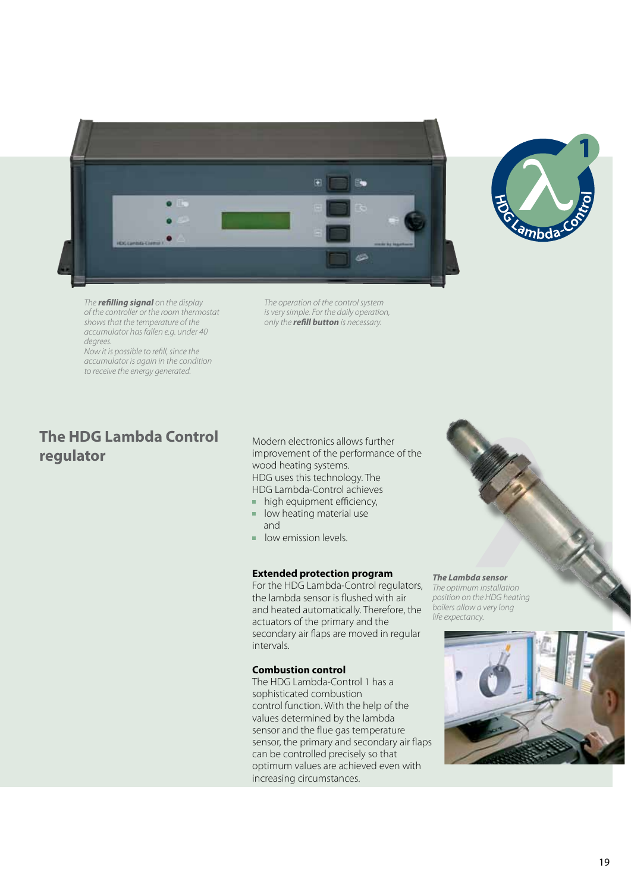*The **refilling signal** on the display of the controller or the room thermostat shows that the temperature of the accumulator has fallen e.g. under 40 degrees.
Now it is possible to refill, since the accumulator is again in the condition to receive the energy generated.*

*The operation of the control system is very simple. For the daily operation, only the **refill button** is necessary.*

## The HDG Lambda Control regulator

Modern electronics allows further improvement of the performance of the wood heating systems.
HDG uses this technology. The HDG Lambda-Control achieves

- high equipment efficiency,
- low heating material use and
- low emission levels.

**Extended protection program**
For the HDG Lambda-Control regulators, the lambda sensor is flushed with air and heated automatically. Therefore, the actuators of the primary and the secondary air flaps are moved in regular intervals.

**Combustion control**
The HDG Lambda-Control 1 has a sophisticated combustion control function. With the help of the values determined by the lambda sensor and the flue gas temperature sensor, the primary and secondary air flaps can be controlled precisely so that optimum values are achieved even with increasing circumstances.

***The Lambda sensor***
*The optimum installation position on the HDG heating boilers allow a very long life expectancy.*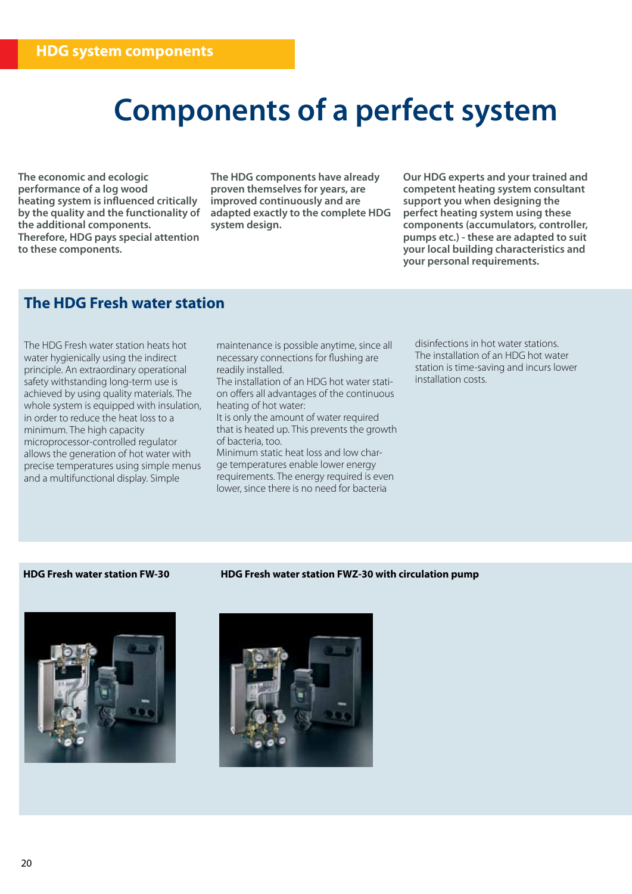# HDG system components

# Components of a perfect system

**The economic and ecologic performance of a log wood heating system is influenced critically by the quality and the functionality of the additional components. Therefore, HDG pays special attention to these components.**

**The HDG components have already proven themselves for years, are improved continuously and are adapted exactly to the complete HDG system design.**

**Our HDG experts and your trained and competent heating system consultant support you when designing the perfect heating system using these components (accumulators, controller, pumps etc.) - these are adapted to suit your local building characteristics and your personal requirements.**

## The HDG Fresh water station

The HDG Fresh water station heats hot water hygienically using the indirect principle. An extraordinary operational safety withstanding long-term use is achieved by using quality materials. The whole system is equipped with insulation, in order to reduce the heat loss to a minimum. The high capacity microprocessor-controlled regulator allows the generation of hot water with precise temperatures using simple menus and a multifunctional display. Simple maintenance is possible anytime, since all necessary connections for flushing are readily installed.
The installation of an HDG hot water station offers all advantages of the continuous heating of hot water:
It is only the amount of water required that is heated up. This prevents the growth of bacteria, too.
Minimum static heat loss and low charge temperatures enable lower energy requirements. The energy required is even lower, since there is no need for bacteria disinfections in hot water stations.
The installation of an HDG hot water station is time-saving and incurs lower installation costs.

**HDG Fresh water station FW-30**

**HDG Fresh water station FWZ-30 with circulation pump**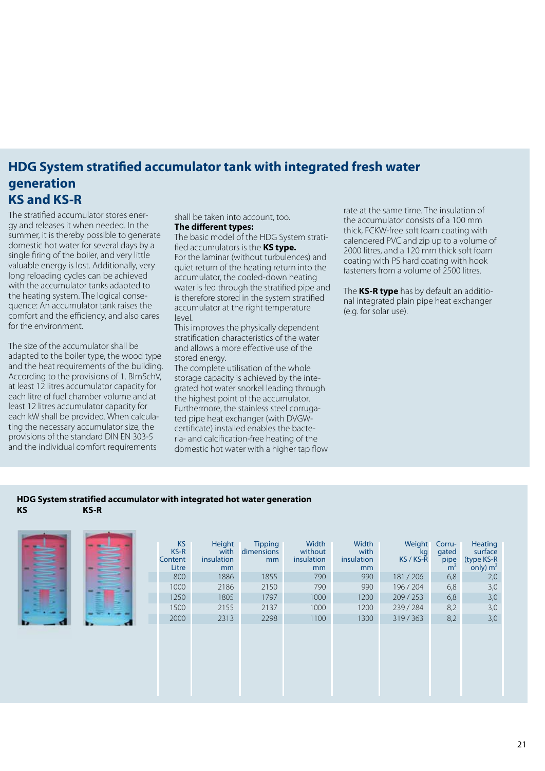# HDG System stratified accumulator tank with integrated fresh water generation
## KS and KS-R

The stratified accumulator stores energy and releases it when needed. In the summer, it is thereby possible to generate domestic hot water for several days by a single firing of the boiler, and very little valuable energy is lost. Additionally, very long reloading cycles can be achieved with the accumulator tanks adapted to the heating system. The logical consequence: An accumulator tank raises the comfort and the efficiency, and also cares for the environment.

The size of the accumulator shall be adapted to the boiler type, the wood type and the heat requirements of the building. According to the provisions of 1. BImSchV, at least 12 litres accumulator capacity for each litre of fuel chamber volume and at least 12 litres accumulator capacity for each kW shall be provided. When calculating the necessary accumulator size, the provisions of the standard DIN EN 303-5 and the individual comfort requirements shall be taken into account, too.

**The different types:**
The basic model of the HDG System stratified accumulators is the **KS type.**
For the laminar (without turbulences) and quiet return of the heating return into the accumulator, the cooled-down heating water is fed through the stratified pipe and is therefore stored in the system stratified accumulator at the right temperature level.
This improves the physically dependent stratification characteristics of the water and allows a more effective use of the stored energy.
The complete utilisation of the whole storage capacity is achieved by the integrated hot water snorkel leading through the highest point of the accumulator.
Furthermore, the stainless steel corrugated pipe heat exchanger (with DVGW-certificate) installed enables the bacteria- and calcification-free heating of the domestic hot water with a higher tap flow rate at the same time. The insulation of the accumulator consists of a 100 mm thick, FCKW-free soft foam coating with calendered PVC and zip up to a volume of 2000 litres, and a 120 mm thick soft foam coating with PS hard coating with hook fasteners from a volume of 2500 litres.

The **KS-R type** has by default an additional integrated plain pipe heat exchanger (e.g. for solar use).

**HDG System stratified accumulator with integrated hot water generation**
**KS** **KS-R**

| KS KS-R Content Litre | Height with insulation mm | Tipping dimensions mm | Width without insulation mm | Width with insulation mm | Weight kg KS / KS-R | Corrugated pipe $m^2$ | Heating surface (type KS-R only) $m^2$ |
|---|---|---|---|---|---|---|---|
| 800 | 1886 | 1855 | 790 | 990 | 181 / 206 | 6,8 | 2,0 |
| 1000 | 2186 | 2150 | 790 | 990 | 196 / 204 | 6,8 | 3,0 |
| 1250 | 1805 | 1797 | 1000 | 1200 | 209 / 253 | 6,8 | 3,0 |
| 1500 | 2155 | 2137 | 1000 | 1200 | 239 / 284 | 8,2 | 3,0 |
| 2000 | 2313 | 2298 | 1100 | 1300 | 319 / 363 | 8,2 | 3,0 |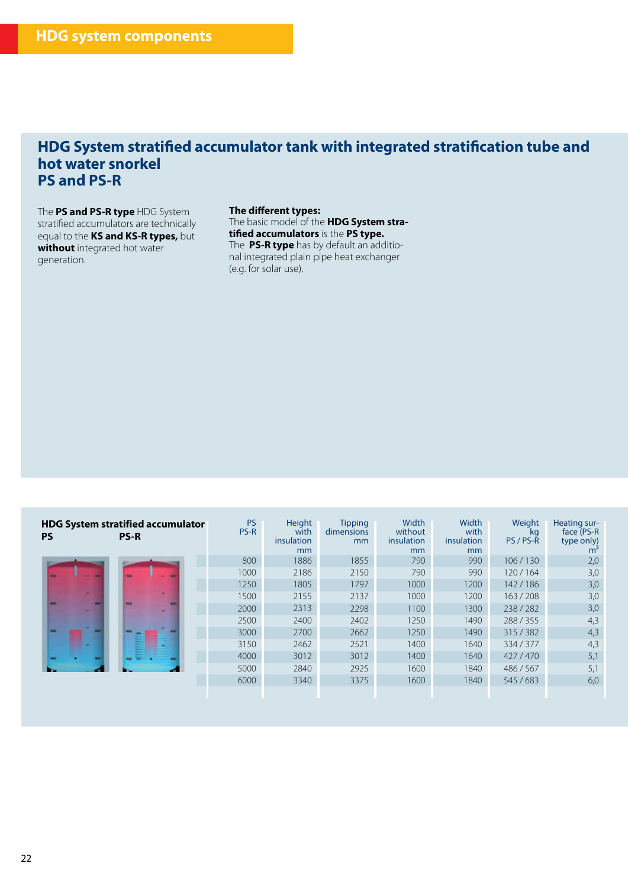HDG system components

# HDG System stratified accumulator tank with integrated stratification tube and hot water snorkel
# PS and PS-R

The **PS and PS-R type** HDG System stratified accumulators are technically equal to the **KS and KS-R types,** but **without** integrated hot water generation.

**The different types:**
The basic model of the **HDG System stratified accumulators** is the **PS type.**
The **PS-R type** has by default an additional integrated plain pipe heat exchanger (e.g. for solar use).

**HDG System stratified accumulator**
**PS** **PS-R**

| PS PS-R | Height with insulation mm | Tipping dimensions mm | Width without insulation mm | Width with insulation mm | Weight kg PS / PS-R | Heating surface (PS-R type only) $m^2$ |
|---|---|---|---|---|---|---|
| 800 | 1886 | 1855 | 790 | 990 | 106 / 130 | 2,0 |
| 1000 | 2186 | 2150 | 790 | 990 | 120 / 164 | 3,0 |
| 1250 | 1805 | 1797 | 1000 | 1200 | 142 / 186 | 3,0 |
| 1500 | 2155 | 2137 | 1000 | 1200 | 163 / 208 | 3,0 |
| 2000 | 2313 | 2298 | 1100 | 1300 | 238 / 282 | 3,0 |
| 2500 | 2400 | 2402 | 1250 | 1490 | 288 / 355 | 4,3 |
| 3000 | 2700 | 2662 | 1250 | 1490 | 315 / 382 | 4,3 |
| 3150 | 2462 | 2521 | 1400 | 1640 | 334 / 377 | 4,3 |
| 4000 | 3012 | 3012 | 1400 | 1640 | 427 / 470 | 5,1 |
| 5000 | 2840 | 2925 | 1600 | 1840 | 486 / 567 | 5,1 |
| 6000 | 3340 | 3375 | 1600 | 1840 | 545 / 683 | 6,0 |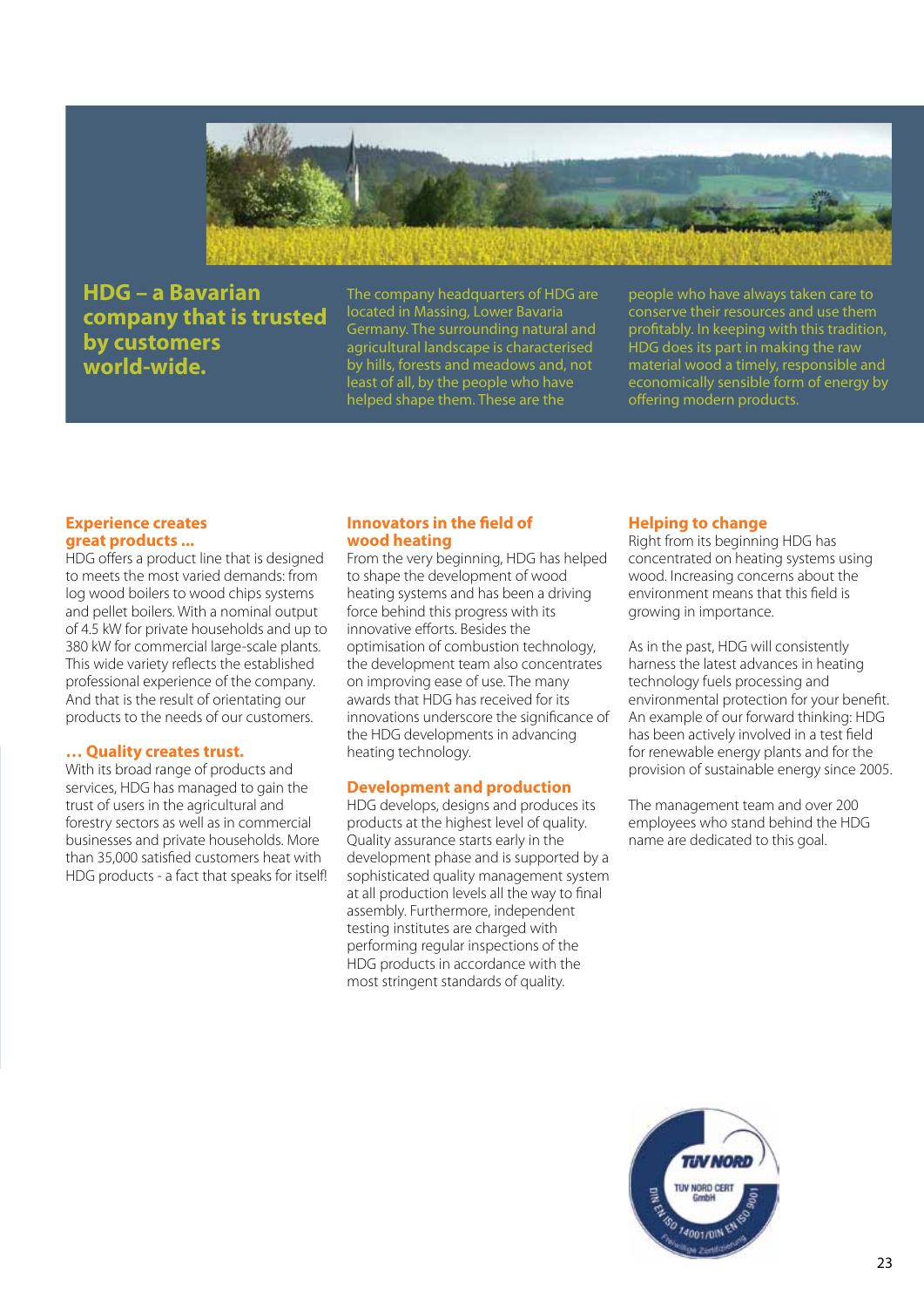# HDG – a Bavarian company that is trusted by customers world-wide.

The company headquarters of HDG are located in Massing, Lower Bavaria Germany. The surrounding natural and agricultural landscape is characterised by hills, forests and meadows and, not least of all, by the people who have helped shape them. These are the people who have always taken care to conserve their resources and use them profitably. In keeping with this tradition, HDG does its part in making the raw material wood a timely, responsible and economically sensible form of energy by offering modern products.

## Experience creates great products ...

HDG offers a product line that is designed to meets the most varied demands: from log wood boilers to wood chips systems and pellet boilers. With a nominal output of 4.5 kW for private households and up to 380 kW for commercial large-scale plants. This wide variety reflects the established professional experience of the company. And that is the result of orientating our products to the needs of our customers.

## … Quality creates trust.

With its broad range of products and services, HDG has managed to gain the trust of users in the agricultural and forestry sectors as well as in commercial businesses and private households. More than 35,000 satisfied customers heat with HDG products - a fact that speaks for itself!

## Innovators in the field of wood heating

From the very beginning, HDG has helped to shape the development of wood heating systems and has been a driving force behind this progress with its innovative efforts. Besides the optimisation of combustion technology, the development team also concentrates on improving ease of use. The many awards that HDG has received for its innovations underscore the significance of the HDG developments in advancing heating technology.

## Development and production

HDG develops, designs and produces its products at the highest level of quality. Quality assurance starts early in the development phase and is supported by a sophisticated quality management system at all production levels all the way to final assembly. Furthermore, independent testing institutes are charged with performing regular inspections of the HDG products in accordance with the most stringent standards of quality.

## Helping to change

Right from its beginning HDG has concentrated on heating systems using wood. Increasing concerns about the environment means that this field is growing in importance.

As in the past, HDG will consistently harness the latest advances in heating technology fuels processing and environmental protection for your benefit. An example of our forward thinking: HDG has been actively involved in a test field for renewable energy plants and for the provision of sustainable energy since 2005.

The management team and over 200 employees who stand behind the HDG name are dedicated to this goal.

TÜV NORD
TÜV NORD CERT GmbH
DIN EN ISO 14001/DIN EN ISO 9001
Freiwillige Zertifizierung